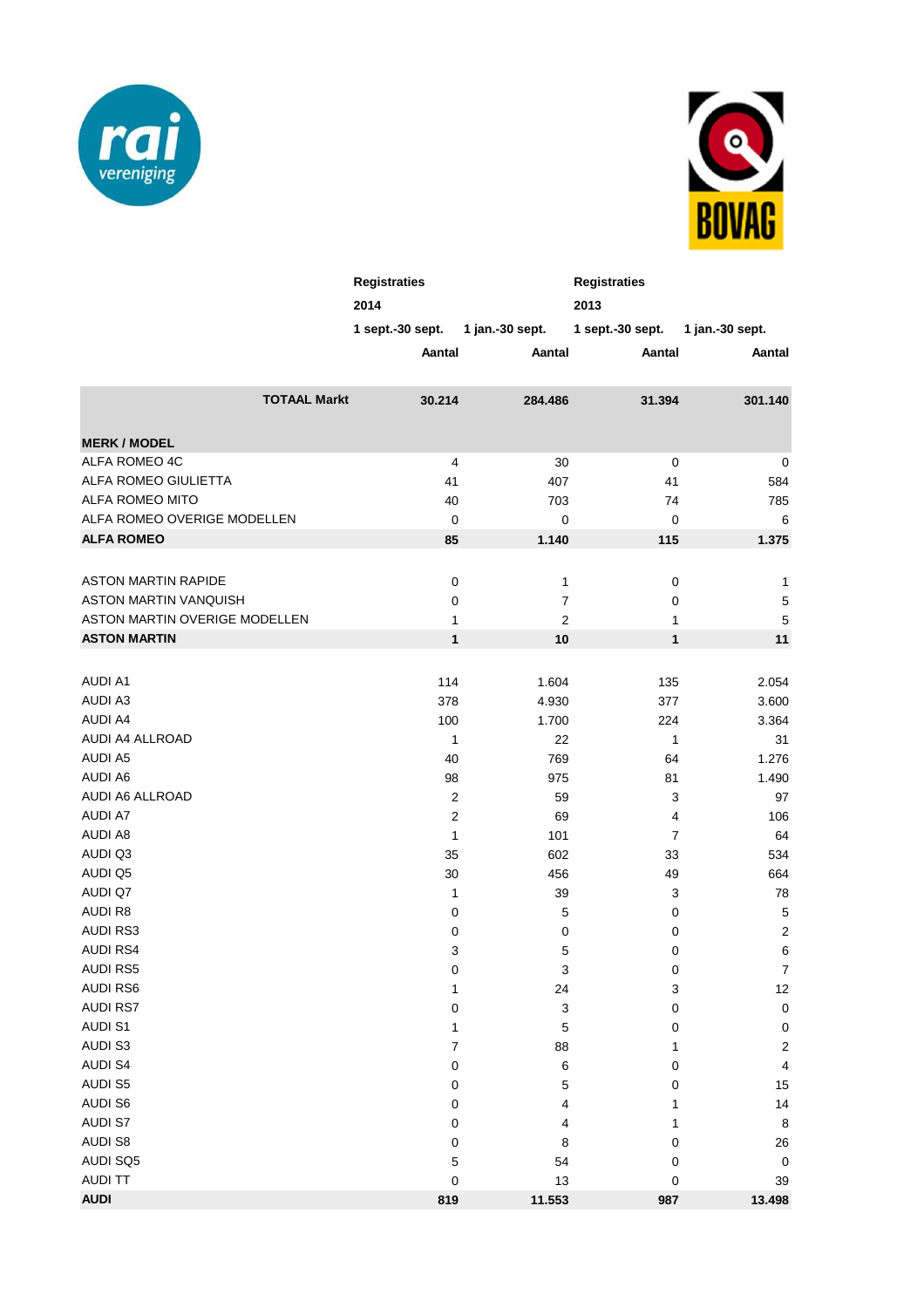rai vereniging

BOVAG

| | Registraties 2014 | | Registraties 2013 | |
|---|---|---|---|---|
| | 1 sept.-30 sept. | 1 jan.-30 sept. | 1 sept.-30 sept. | 1 jan.-30 sept. |
| | Aantal | Aantal | Aantal | Aantal |
| **TOTAAL Markt** | **30.214** | **284.486** | **31.394** | **301.140** |
| **MERK / MODEL** | | | | |
| ALFA ROMEO 4C | 4 | 30 | 0 | 0 |
| ALFA ROMEO GIULIETTA | 41 | 407 | 41 | 584 |
| ALFA ROMEO MITO | 40 | 703 | 74 | 785 |
| ALFA ROMEO OVERIGE MODELLEN | 0 | 0 | 0 | 6 |
| **ALFA ROMEO** | **85** | **1.140** | **115** | **1.375** |
| | | | | |
| ASTON MARTIN RAPIDE | 0 | 1 | 0 | 1 |
| ASTON MARTIN VANQUISH | 0 | 7 | 0 | 5 |
| ASTON MARTIN OVERIGE MODELLEN | 1 | 2 | 1 | 5 |
| **ASTON MARTIN** | **1** | **10** | **1** | **11** |
| | | | | |
| AUDI A1 | 114 | 1.604 | 135 | 2.054 |
| AUDI A3 | 378 | 4.930 | 377 | 3.600 |
| AUDI A4 | 100 | 1.700 | 224 | 3.364 |
| AUDI A4 ALLROAD | 1 | 22 | 1 | 31 |
| AUDI A5 | 40 | 769 | 64 | 1.276 |
| AUDI A6 | 98 | 975 | 81 | 1.490 |
| AUDI A6 ALLROAD | 2 | 59 | 3 | 97 |
| AUDI A7 | 2 | 69 | 4 | 106 |
| AUDI A8 | 1 | 101 | 7 | 64 |
| AUDI Q3 | 35 | 602 | 33 | 534 |
| AUDI Q5 | 30 | 456 | 49 | 664 |
| AUDI Q7 | 1 | 39 | 3 | 78 |
| AUDI R8 | 0 | 5 | 0 | 5 |
| AUDI RS3 | 0 | 0 | 0 | 2 |
| AUDI RS4 | 3 | 5 | 0 | 6 |
| AUDI RS5 | 0 | 3 | 0 | 7 |
| AUDI RS6 | 1 | 24 | 3 | 12 |
| AUDI RS7 | 0 | 3 | 0 | 0 |
| AUDI S1 | 1 | 5 | 0 | 0 |
| AUDI S3 | 7 | 88 | 1 | 2 |
| AUDI S4 | 0 | 6 | 0 | 4 |
| AUDI S5 | 0 | 5 | 0 | 15 |
| AUDI S6 | 0 | 4 | 1 | 14 |
| AUDI S7 | 0 | 4 | 1 | 8 |
| AUDI S8 | 0 | 8 | 0 | 26 |
| AUDI SQ5 | 5 | 54 | 0 | 0 |
| AUDI TT | 0 | 13 | 0 | 39 |
| **AUDI** | **819** | **11.553** | **987** | **13.498** |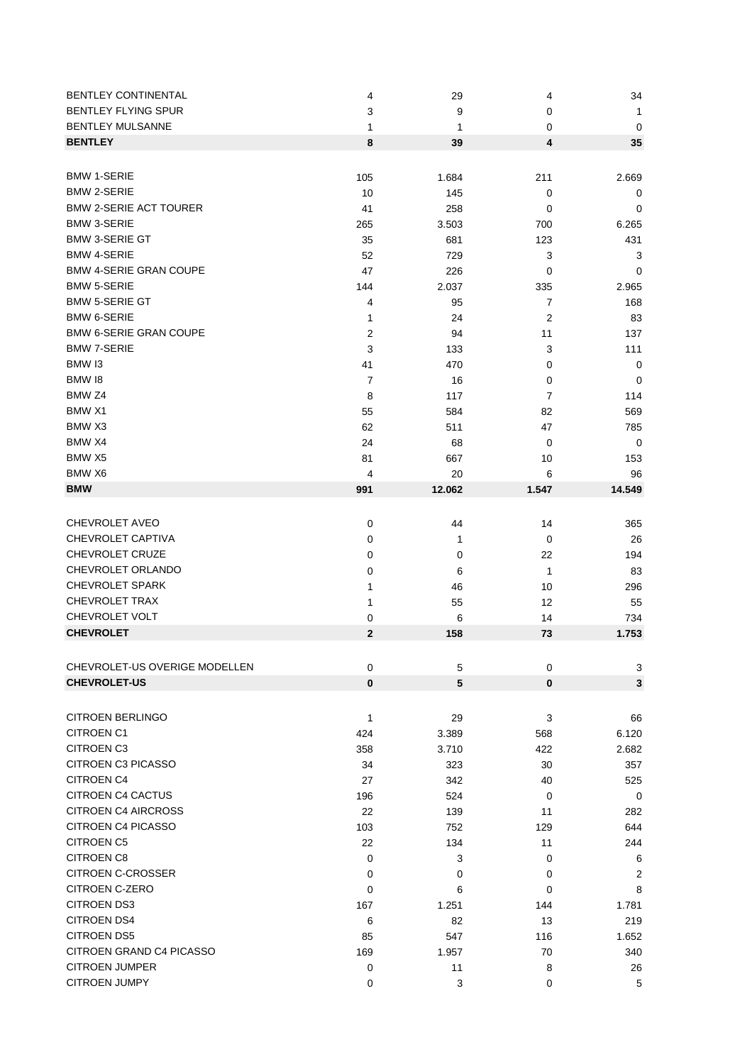| | | | | |
|---|---|---|---|---|
| BENTLEY CONTINENTAL | 4 | 29 | 4 | 34 |
| BENTLEY FLYING SPUR | 3 | 9 | 0 | 1 |
| BENTLEY MULSANNE | 1 | 1 | 0 | 0 |
| **BENTLEY** | **8** | **39** | **4** | **35** |
| | | | | |
| BMW 1-SERIE | 105 | 1.684 | 211 | 2.669 |
| BMW 2-SERIE | 10 | 145 | 0 | 0 |
| BMW 2-SERIE ACT TOURER | 41 | 258 | 0 | 0 |
| BMW 3-SERIE | 265 | 3.503 | 700 | 6.265 |
| BMW 3-SERIE GT | 35 | 681 | 123 | 431 |
| BMW 4-SERIE | 52 | 729 | 3 | 3 |
| BMW 4-SERIE GRAN COUPE | 47 | 226 | 0 | 0 |
| BMW 5-SERIE | 144 | 2.037 | 335 | 2.965 |
| BMW 5-SERIE GT | 4 | 95 | 7 | 168 |
| BMW 6-SERIE | 1 | 24 | 2 | 83 |
| BMW 6-SERIE GRAN COUPE | 2 | 94 | 11 | 137 |
| BMW 7-SERIE | 3 | 133 | 3 | 111 |
| BMW I3 | 41 | 470 | 0 | 0 |
| BMW I8 | 7 | 16 | 0 | 0 |
| BMW Z4 | 8 | 117 | 7 | 114 |
| BMW X1 | 55 | 584 | 82 | 569 |
| BMW X3 | 62 | 511 | 47 | 785 |
| BMW X4 | 24 | 68 | 0 | 0 |
| BMW X5 | 81 | 667 | 10 | 153 |
| BMW X6 | 4 | 20 | 6 | 96 |
| **BMW** | **991** | **12.062** | **1.547** | **14.549** |
| | | | | |
| CHEVROLET AVEO | 0 | 44 | 14 | 365 |
| CHEVROLET CAPTIVA | 0 | 1 | 0 | 26 |
| CHEVROLET CRUZE | 0 | 0 | 22 | 194 |
| CHEVROLET ORLANDO | 0 | 6 | 1 | 83 |
| CHEVROLET SPARK | 1 | 46 | 10 | 296 |
| CHEVROLET TRAX | 1 | 55 | 12 | 55 |
| CHEVROLET VOLT | 0 | 6 | 14 | 734 |
| **CHEVROLET** | **2** | **158** | **73** | **1.753** |
| | | | | |
| CHEVROLET-US OVERIGE MODELLEN | 0 | 5 | 0 | 3 |
| **CHEVROLET-US** | **0** | **5** | **0** | **3** |
| | | | | |
| CITROEN BERLINGO | 1 | 29 | 3 | 66 |
| CITROEN C1 | 424 | 3.389 | 568 | 6.120 |
| CITROEN C3 | 358 | 3.710 | 422 | 2.682 |
| CITROEN C3 PICASSO | 34 | 323 | 30 | 357 |
| CITROEN C4 | 27 | 342 | 40 | 525 |
| CITROEN C4 CACTUS | 196 | 524 | 0 | 0 |
| CITROEN C4 AIRCROSS | 22 | 139 | 11 | 282 |
| CITROEN C4 PICASSO | 103 | 752 | 129 | 644 |
| CITROEN C5 | 22 | 134 | 11 | 244 |
| CITROEN C8 | 0 | 3 | 0 | 6 |
| CITROEN C-CROSSER | 0 | 0 | 0 | 2 |
| CITROEN C-ZERO | 0 | 6 | 0 | 8 |
| CITROEN DS3 | 167 | 1.251 | 144 | 1.781 |
| CITROEN DS4 | 6 | 82 | 13 | 219 |
| CITROEN DS5 | 85 | 547 | 116 | 1.652 |
| CITROEN GRAND C4 PICASSO | 169 | 1.957 | 70 | 340 |
| CITROEN JUMPER | 0 | 11 | 8 | 26 |
| CITROEN JUMPY | 0 | 3 | 0 | 5 |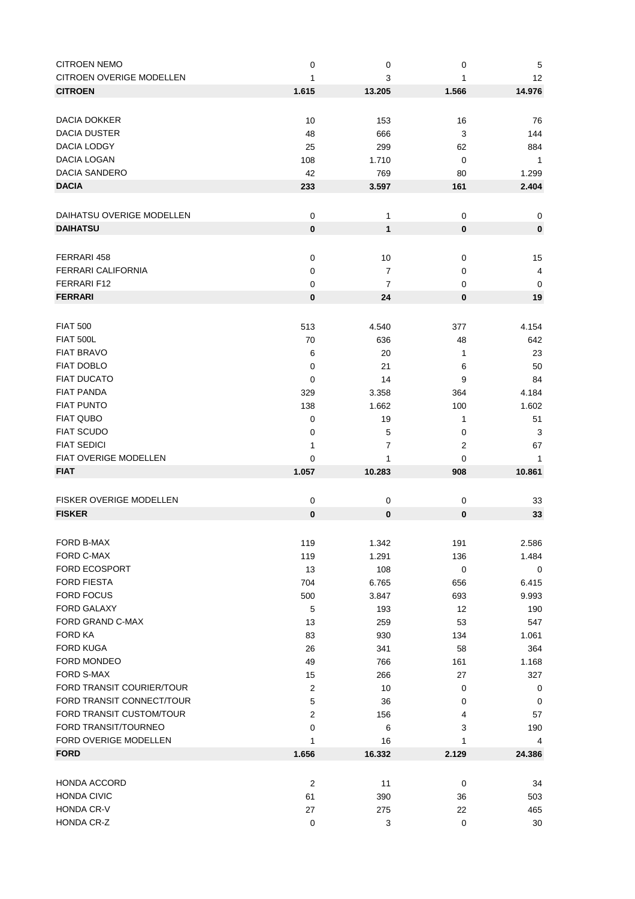| | | | | |
|---|---|---|---|---|
| CITROEN NEMO | 0 | 0 | 0 | 5 |
| CITROEN OVERIGE MODELLEN | 1 | 3 | 1 | 12 |
| **CITROEN** | **1.615** | **13.205** | **1.566** | **14.976** |
| | | | | |
| DACIA DOKKER | 10 | 153 | 16 | 76 |
| DACIA DUSTER | 48 | 666 | 3 | 144 |
| DACIA LODGY | 25 | 299 | 62 | 884 |
| DACIA LOGAN | 108 | 1.710 | 0 | 1 |
| DACIA SANDERO | 42 | 769 | 80 | 1.299 |
| **DACIA** | **233** | **3.597** | **161** | **2.404** |
| | | | | |
| DAIHATSU OVERIGE MODELLEN | 0 | 1 | 0 | 0 |
| **DAIHATSU** | **0** | **1** | **0** | **0** |
| | | | | |
| FERRARI 458 | 0 | 10 | 0 | 15 |
| FERRARI CALIFORNIA | 0 | 7 | 0 | 4 |
| FERRARI F12 | 0 | 7 | 0 | 0 |
| **FERRARI** | **0** | **24** | **0** | **19** |
| | | | | |
| FIAT 500 | 513 | 4.540 | 377 | 4.154 |
| FIAT 500L | 70 | 636 | 48 | 642 |
| FIAT BRAVO | 6 | 20 | 1 | 23 |
| FIAT DOBLO | 0 | 21 | 6 | 50 |
| FIAT DUCATO | 0 | 14 | 9 | 84 |
| FIAT PANDA | 329 | 3.358 | 364 | 4.184 |
| FIAT PUNTO | 138 | 1.662 | 100 | 1.602 |
| FIAT QUBO | 0 | 19 | 1 | 51 |
| FIAT SCUDO | 0 | 5 | 0 | 3 |
| FIAT SEDICI | 1 | 7 | 2 | 67 |
| FIAT OVERIGE MODELLEN | 0 | 1 | 0 | 1 |
| **FIAT** | **1.057** | **10.283** | **908** | **10.861** |
| | | | | |
| FISKER OVERIGE MODELLEN | 0 | 0 | 0 | 33 |
| **FISKER** | **0** | **0** | **0** | **33** |
| | | | | |
| FORD B-MAX | 119 | 1.342 | 191 | 2.586 |
| FORD C-MAX | 119 | 1.291 | 136 | 1.484 |
| FORD ECOSPORT | 13 | 108 | 0 | 0 |
| FORD FIESTA | 704 | 6.765 | 656 | 6.415 |
| FORD FOCUS | 500 | 3.847 | 693 | 9.993 |
| FORD GALAXY | 5 | 193 | 12 | 190 |
| FORD GRAND C-MAX | 13 | 259 | 53 | 547 |
| FORD KA | 83 | 930 | 134 | 1.061 |
| FORD KUGA | 26 | 341 | 58 | 364 |
| FORD MONDEO | 49 | 766 | 161 | 1.168 |
| FORD S-MAX | 15 | 266 | 27 | 327 |
| FORD TRANSIT COURIER/TOUR | 2 | 10 | 0 | 0 |
| FORD TRANSIT CONNECT/TOUR | 5 | 36 | 0 | 0 |
| FORD TRANSIT CUSTOM/TOUR | 2 | 156 | 4 | 57 |
| FORD TRANSIT/TOURNEO | 0 | 6 | 3 | 190 |
| FORD OVERIGE MODELLEN | 1 | 16 | 1 | 4 |
| **FORD** | **1.656** | **16.332** | **2.129** | **24.386** |
| | | | | |
| HONDA ACCORD | 2 | 11 | 0 | 34 |
| HONDA CIVIC | 61 | 390 | 36 | 503 |
| HONDA CR-V | 27 | 275 | 22 | 465 |
| HONDA CR-Z | 0 | 3 | 0 | 30 |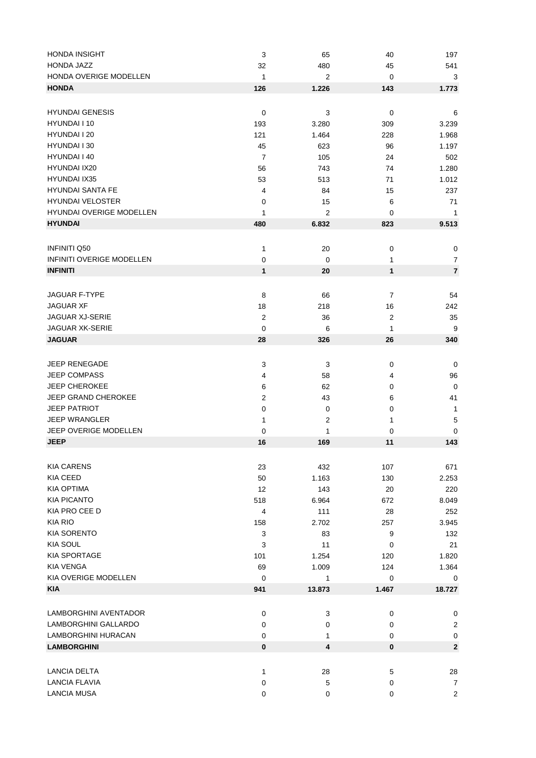| | | | | |
|---|---|---|---|---|
| HONDA INSIGHT | 3 | 65 | 40 | 197 |
| HONDA JAZZ | 32 | 480 | 45 | 541 |
| HONDA OVERIGE MODELLEN | 1 | 2 | 0 | 3 |
| **HONDA** | **126** | **1.226** | **143** | **1.773** |
| | | | | |
| HYUNDAI GENESIS | 0 | 3 | 0 | 6 |
| HYUNDAI I 10 | 193 | 3.280 | 309 | 3.239 |
| HYUNDAI I 20 | 121 | 1.464 | 228 | 1.968 |
| HYUNDAI I 30 | 45 | 623 | 96 | 1.197 |
| HYUNDAI I 40 | 7 | 105 | 24 | 502 |
| HYUNDAI IX20 | 56 | 743 | 74 | 1.280 |
| HYUNDAI IX35 | 53 | 513 | 71 | 1.012 |
| HYUNDAI SANTA FE | 4 | 84 | 15 | 237 |
| HYUNDAI VELOSTER | 0 | 15 | 6 | 71 |
| HYUNDAI OVERIGE MODELLEN | 1 | 2 | 0 | 1 |
| **HYUNDAI** | **480** | **6.832** | **823** | **9.513** |
| | | | | |
| INFINITI Q50 | 1 | 20 | 0 | 0 |
| INFINITI OVERIGE MODELLEN | 0 | 0 | 1 | 7 |
| **INFINITI** | **1** | **20** | **1** | **7** |
| | | | | |
| JAGUAR F-TYPE | 8 | 66 | 7 | 54 |
| JAGUAR XF | 18 | 218 | 16 | 242 |
| JAGUAR XJ-SERIE | 2 | 36 | 2 | 35 |
| JAGUAR XK-SERIE | 0 | 6 | 1 | 9 |
| **JAGUAR** | **28** | **326** | **26** | **340** |
| | | | | |
| JEEP RENEGADE | 3 | 3 | 0 | 0 |
| JEEP COMPASS | 4 | 58 | 4 | 96 |
| JEEP CHEROKEE | 6 | 62 | 0 | 0 |
| JEEP GRAND CHEROKEE | 2 | 43 | 6 | 41 |
| JEEP PATRIOT | 0 | 0 | 0 | 1 |
| JEEP WRANGLER | 1 | 2 | 1 | 5 |
| JEEP OVERIGE MODELLEN | 0 | 1 | 0 | 0 |
| **JEEP** | **16** | **169** | **11** | **143** |
| | | | | |
| KIA CARENS | 23 | 432 | 107 | 671 |
| KIA CEED | 50 | 1.163 | 130 | 2.253 |
| KIA OPTIMA | 12 | 143 | 20 | 220 |
| KIA PICANTO | 518 | 6.964 | 672 | 8.049 |
| KIA PRO CEE D | 4 | 111 | 28 | 252 |
| KIA RIO | 158 | 2.702 | 257 | 3.945 |
| KIA SORENTO | 3 | 83 | 9 | 132 |
| KIA SOUL | 3 | 11 | 0 | 21 |
| KIA SPORTAGE | 101 | 1.254 | 120 | 1.820 |
| KIA VENGA | 69 | 1.009 | 124 | 1.364 |
| KIA OVERIGE MODELLEN | 0 | 1 | 0 | 0 |
| **KIA** | **941** | **13.873** | **1.467** | **18.727** |
| | | | | |
| LAMBORGHINI AVENTADOR | 0 | 3 | 0 | 0 |
| LAMBORGHINI GALLARDO | 0 | 0 | 0 | 2 |
| LAMBORGHINI HURACAN | 0 | 1 | 0 | 0 |
| **LAMBORGHINI** | **0** | **4** | **0** | **2** |
| | | | | |
| LANCIA DELTA | 1 | 28 | 5 | 28 |
| LANCIA FLAVIA | 0 | 5 | 0 | 7 |
| LANCIA MUSA | 0 | 0 | 0 | 2 |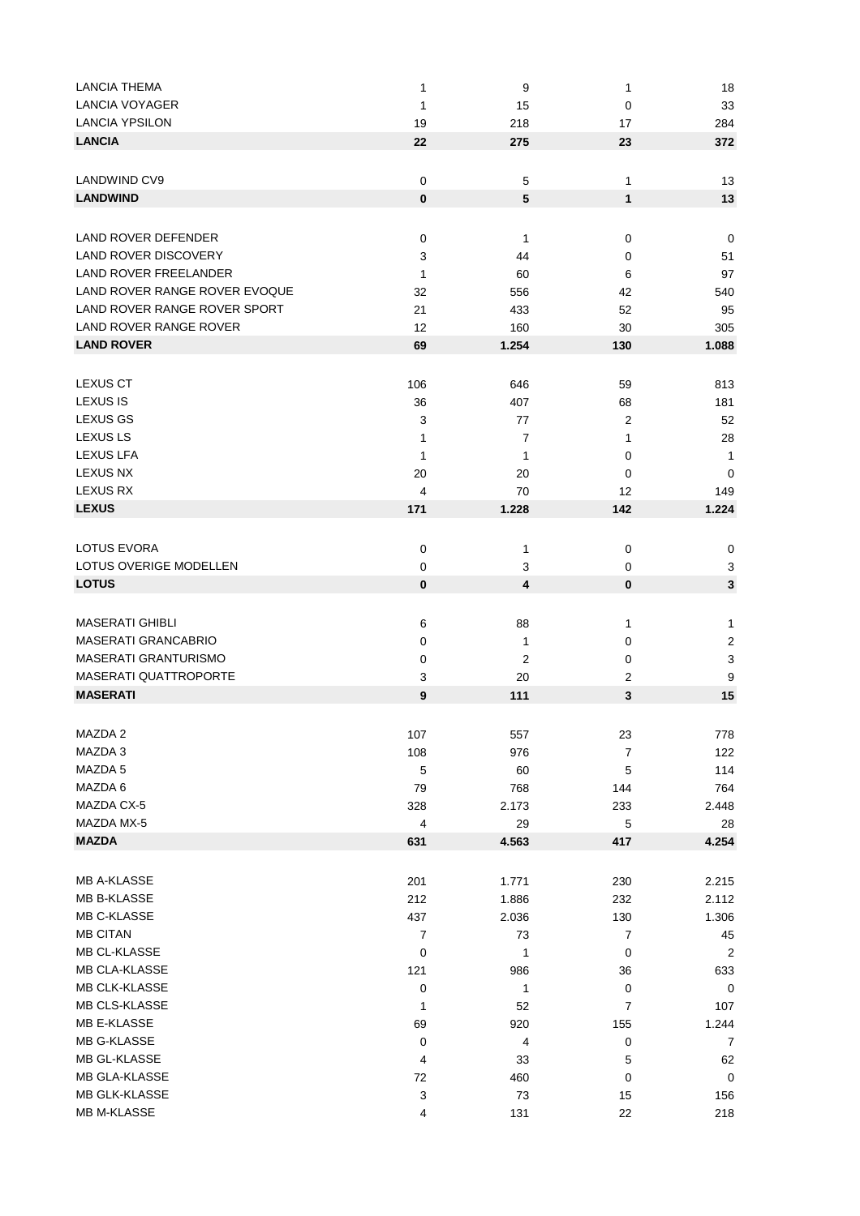| | | | | |
|---|---|---|---|---|
| LANCIA THEMA | 1 | 9 | 1 | 18 |
| LANCIA VOYAGER | 1 | 15 | 0 | 33 |
| LANCIA YPSILON | 19 | 218 | 17 | 284 |
| **LANCIA** | **22** | **275** | **23** | **372** |
| | | | | |
| LANDWIND CV9 | 0 | 5 | 1 | 13 |
| **LANDWIND** | **0** | **5** | **1** | **13** |
| | | | | |
| LAND ROVER DEFENDER | 0 | 1 | 0 | 0 |
| LAND ROVER DISCOVERY | 3 | 44 | 0 | 51 |
| LAND ROVER FREELANDER | 1 | 60 | 6 | 97 |
| LAND ROVER RANGE ROVER EVOQUE | 32 | 556 | 42 | 540 |
| LAND ROVER RANGE ROVER SPORT | 21 | 433 | 52 | 95 |
| LAND ROVER RANGE ROVER | 12 | 160 | 30 | 305 |
| **LAND ROVER** | **69** | **1.254** | **130** | **1.088** |
| | | | | |
| LEXUS CT | 106 | 646 | 59 | 813 |
| LEXUS IS | 36 | 407 | 68 | 181 |
| LEXUS GS | 3 | 77 | 2 | 52 |
| LEXUS LS | 1 | 7 | 1 | 28 |
| LEXUS LFA | 1 | 1 | 0 | 1 |
| LEXUS NX | 20 | 20 | 0 | 0 |
| LEXUS RX | 4 | 70 | 12 | 149 |
| **LEXUS** | **171** | **1.228** | **142** | **1.224** |
| | | | | |
| LOTUS EVORA | 0 | 1 | 0 | 0 |
| LOTUS OVERIGE MODELLEN | 0 | 3 | 0 | 3 |
| **LOTUS** | **0** | **4** | **0** | **3** |
| | | | | |
| MASERATI GHIBLI | 6 | 88 | 1 | 1 |
| MASERATI GRANCABRIO | 0 | 1 | 0 | 2 |
| MASERATI GRANTURISMO | 0 | 2 | 0 | 3 |
| MASERATI QUATTROPORTE | 3 | 20 | 2 | 9 |
| **MASERATI** | **9** | **111** | **3** | **15** |
| | | | | |
| MAZDA 2 | 107 | 557 | 23 | 778 |
| MAZDA 3 | 108 | 976 | 7 | 122 |
| MAZDA 5 | 5 | 60 | 5 | 114 |
| MAZDA 6 | 79 | 768 | 144 | 764 |
| MAZDA CX-5 | 328 | 2.173 | 233 | 2.448 |
| MAZDA MX-5 | 4 | 29 | 5 | 28 |
| **MAZDA** | **631** | **4.563** | **417** | **4.254** |
| | | | | |
| MB A-KLASSE | 201 | 1.771 | 230 | 2.215 |
| MB B-KLASSE | 212 | 1.886 | 232 | 2.112 |
| MB C-KLASSE | 437 | 2.036 | 130 | 1.306 |
| MB CITAN | 7 | 73 | 7 | 45 |
| MB CL-KLASSE | 0 | 1 | 0 | 2 |
| MB CLA-KLASSE | 121 | 986 | 36 | 633 |
| MB CLK-KLASSE | 0 | 1 | 0 | 0 |
| MB CLS-KLASSE | 1 | 52 | 7 | 107 |
| MB E-KLASSE | 69 | 920 | 155 | 1.244 |
| MB G-KLASSE | 0 | 4 | 0 | 7 |
| MB GL-KLASSE | 4 | 33 | 5 | 62 |
| MB GLA-KLASSE | 72 | 460 | 0 | 0 |
| MB GLK-KLASSE | 3 | 73 | 15 | 156 |
| MB M-KLASSE | 4 | 131 | 22 | 218 |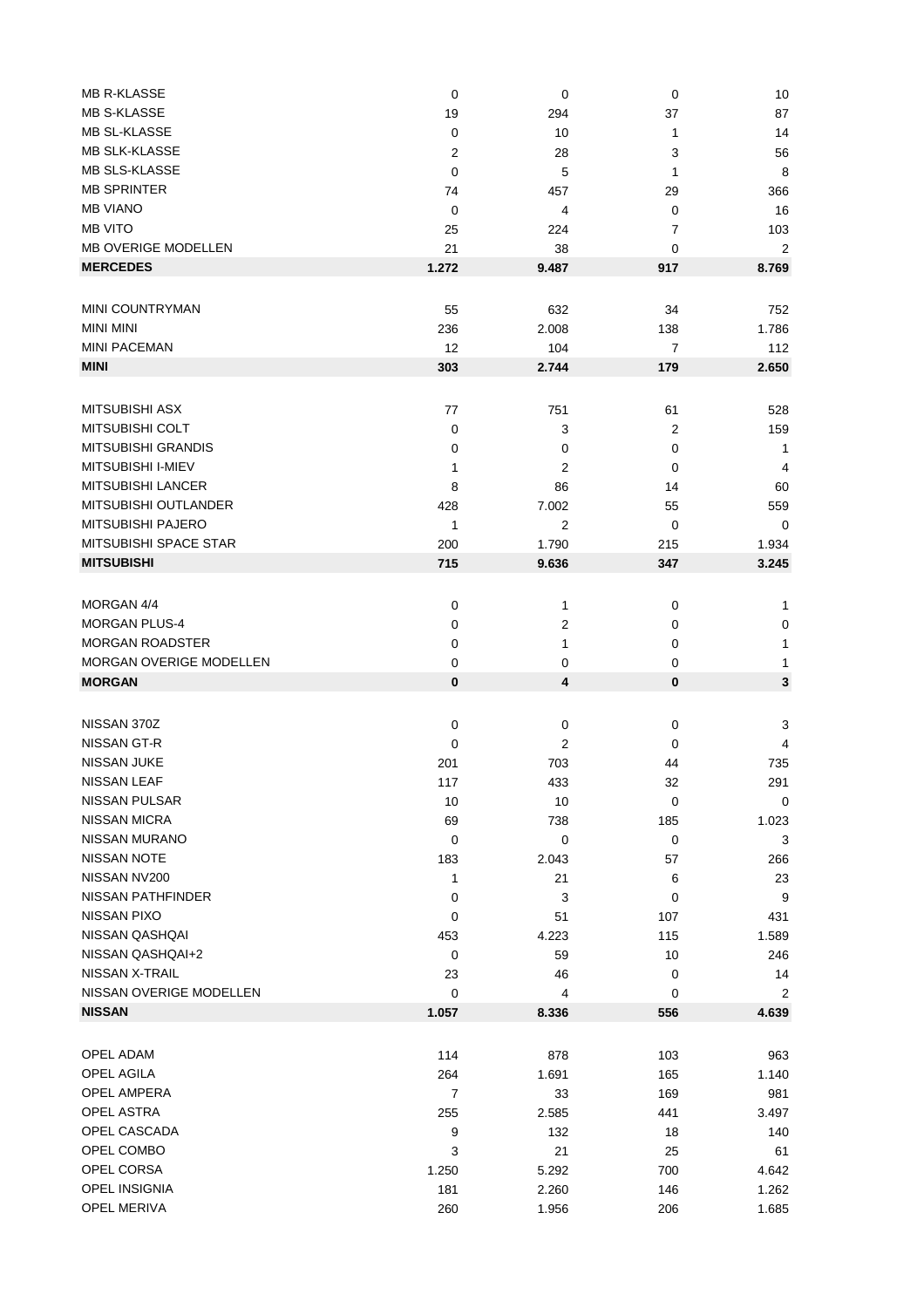| | | | | |
|---|---|---|---|---|
| MB R-KLASSE | 0 | 0 | 0 | 10 |
| MB S-KLASSE | 19 | 294 | 37 | 87 |
| MB SL-KLASSE | 0 | 10 | 1 | 14 |
| MB SLK-KLASSE | 2 | 28 | 3 | 56 |
| MB SLS-KLASSE | 0 | 5 | 1 | 8 |
| MB SPRINTER | 74 | 457 | 29 | 366 |
| MB VIANO | 0 | 4 | 0 | 16 |
| MB VITO | 25 | 224 | 7 | 103 |
| MB OVERIGE MODELLEN | 21 | 38 | 0 | 2 |
| **MERCEDES** | **1.272** | **9.487** | **917** | **8.769** |
| | | | | |
| MINI COUNTRYMAN | 55 | 632 | 34 | 752 |
| MINI MINI | 236 | 2.008 | 138 | 1.786 |
| MINI PACEMAN | 12 | 104 | 7 | 112 |
| **MINI** | **303** | **2.744** | **179** | **2.650** |
| | | | | |
| MITSUBISHI ASX | 77 | 751 | 61 | 528 |
| MITSUBISHI COLT | 0 | 3 | 2 | 159 |
| MITSUBISHI GRANDIS | 0 | 0 | 0 | 1 |
| MITSUBISHI I-MIEV | 1 | 2 | 0 | 4 |
| MITSUBISHI LANCER | 8 | 86 | 14 | 60 |
| MITSUBISHI OUTLANDER | 428 | 7.002 | 55 | 559 |
| MITSUBISHI PAJERO | 1 | 2 | 0 | 0 |
| MITSUBISHI SPACE STAR | 200 | 1.790 | 215 | 1.934 |
| **MITSUBISHI** | **715** | **9.636** | **347** | **3.245** |
| | | | | |
| MORGAN 4/4 | 0 | 1 | 0 | 1 |
| MORGAN PLUS-4 | 0 | 2 | 0 | 0 |
| MORGAN ROADSTER | 0 | 1 | 0 | 1 |
| MORGAN OVERIGE MODELLEN | 0 | 0 | 0 | 1 |
| **MORGAN** | **0** | **4** | **0** | **3** |
| | | | | |
| NISSAN 370Z | 0 | 0 | 0 | 3 |
| NISSAN GT-R | 0 | 2 | 0 | 4 |
| NISSAN JUKE | 201 | 703 | 44 | 735 |
| NISSAN LEAF | 117 | 433 | 32 | 291 |
| NISSAN PULSAR | 10 | 10 | 0 | 0 |
| NISSAN MICRA | 69 | 738 | 185 | 1.023 |
| NISSAN MURANO | 0 | 0 | 0 | 3 |
| NISSAN NOTE | 183 | 2.043 | 57 | 266 |
| NISSAN NV200 | 1 | 21 | 6 | 23 |
| NISSAN PATHFINDER | 0 | 3 | 0 | 9 |
| NISSAN PIXO | 0 | 51 | 107 | 431 |
| NISSAN QASHQAI | 453 | 4.223 | 115 | 1.589 |
| NISSAN QASHQAI+2 | 0 | 59 | 10 | 246 |
| NISSAN X-TRAIL | 23 | 46 | 0 | 14 |
| NISSAN OVERIGE MODELLEN | 0 | 4 | 0 | 2 |
| **NISSAN** | **1.057** | **8.336** | **556** | **4.639** |
| | | | | |
| OPEL ADAM | 114 | 878 | 103 | 963 |
| OPEL AGILA | 264 | 1.691 | 165 | 1.140 |
| OPEL AMPERA | 7 | 33 | 169 | 981 |
| OPEL ASTRA | 255 | 2.585 | 441 | 3.497 |
| OPEL CASCADA | 9 | 132 | 18 | 140 |
| OPEL COMBO | 3 | 21 | 25 | 61 |
| OPEL CORSA | 1.250 | 5.292 | 700 | 4.642 |
| OPEL INSIGNIA | 181 | 2.260 | 146 | 1.262 |
| OPEL MERIVA | 260 | 1.956 | 206 | 1.685 |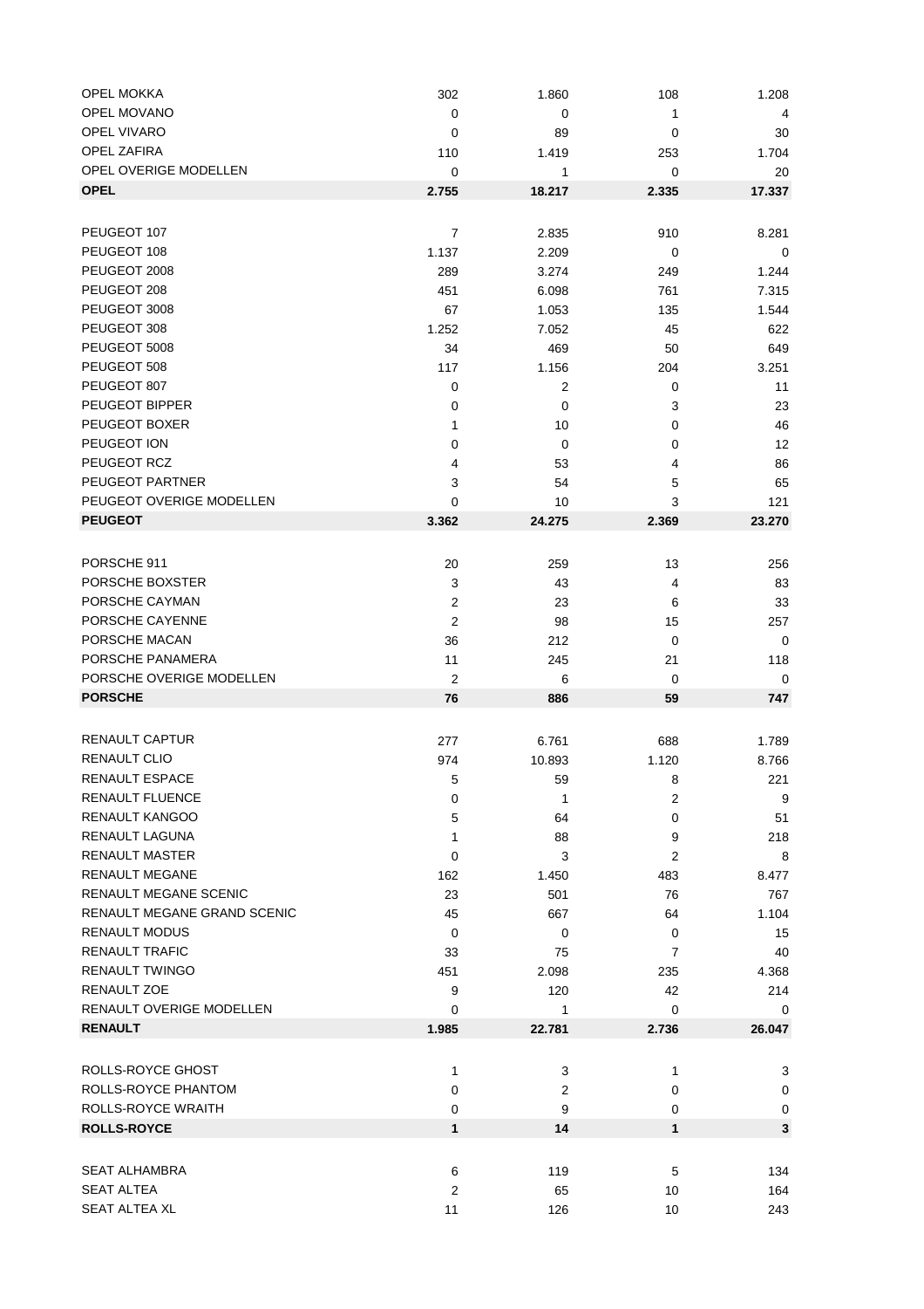| | | | | |
|---|---|---|---|---|
| OPEL MOKKA | 302 | 1.860 | 108 | 1.208 |
| OPEL MOVANO | 0 | 0 | 1 | 4 |
| OPEL VIVARO | 0 | 89 | 0 | 30 |
| OPEL ZAFIRA | 110 | 1.419 | 253 | 1.704 |
| OPEL OVERIGE MODELLEN | 0 | 1 | 0 | 20 |
| **OPEL** | **2.755** | **18.217** | **2.335** | **17.337** |
| | | | | |
| PEUGEOT 107 | 7 | 2.835 | 910 | 8.281 |
| PEUGEOT 108 | 1.137 | 2.209 | 0 | 0 |
| PEUGEOT 2008 | 289 | 3.274 | 249 | 1.244 |
| PEUGEOT 208 | 451 | 6.098 | 761 | 7.315 |
| PEUGEOT 3008 | 67 | 1.053 | 135 | 1.544 |
| PEUGEOT 308 | 1.252 | 7.052 | 45 | 622 |
| PEUGEOT 5008 | 34 | 469 | 50 | 649 |
| PEUGEOT 508 | 117 | 1.156 | 204 | 3.251 |
| PEUGEOT 807 | 0 | 2 | 0 | 11 |
| PEUGEOT BIPPER | 0 | 0 | 3 | 23 |
| PEUGEOT BOXER | 1 | 10 | 0 | 46 |
| PEUGEOT ION | 0 | 0 | 0 | 12 |
| PEUGEOT RCZ | 4 | 53 | 4 | 86 |
| PEUGEOT PARTNER | 3 | 54 | 5 | 65 |
| PEUGEOT OVERIGE MODELLEN | 0 | 10 | 3 | 121 |
| **PEUGEOT** | **3.362** | **24.275** | **2.369** | **23.270** |
| | | | | |
| PORSCHE 911 | 20 | 259 | 13 | 256 |
| PORSCHE BOXSTER | 3 | 43 | 4 | 83 |
| PORSCHE CAYMAN | 2 | 23 | 6 | 33 |
| PORSCHE CAYENNE | 2 | 98 | 15 | 257 |
| PORSCHE MACAN | 36 | 212 | 0 | 0 |
| PORSCHE PANAMERA | 11 | 245 | 21 | 118 |
| PORSCHE OVERIGE MODELLEN | 2 | 6 | 0 | 0 |
| **PORSCHE** | **76** | **886** | **59** | **747** |
| | | | | |
| RENAULT CAPTUR | 277 | 6.761 | 688 | 1.789 |
| RENAULT CLIO | 974 | 10.893 | 1.120 | 8.766 |
| RENAULT ESPACE | 5 | 59 | 8 | 221 |
| RENAULT FLUENCE | 0 | 1 | 2 | 9 |
| RENAULT KANGOO | 5 | 64 | 0 | 51 |
| RENAULT LAGUNA | 1 | 88 | 9 | 218 |
| RENAULT MASTER | 0 | 3 | 2 | 8 |
| RENAULT MEGANE | 162 | 1.450 | 483 | 8.477 |
| RENAULT MEGANE SCENIC | 23 | 501 | 76 | 767 |
| RENAULT MEGANE GRAND SCENIC | 45 | 667 | 64 | 1.104 |
| RENAULT MODUS | 0 | 0 | 0 | 15 |
| RENAULT TRAFIC | 33 | 75 | 7 | 40 |
| RENAULT TWINGO | 451 | 2.098 | 235 | 4.368 |
| RENAULT ZOE | 9 | 120 | 42 | 214 |
| RENAULT OVERIGE MODELLEN | 0 | 1 | 0 | 0 |
| **RENAULT** | **1.985** | **22.781** | **2.736** | **26.047** |
| | | | | |
| ROLLS-ROYCE GHOST | 1 | 3 | 1 | 3 |
| ROLLS-ROYCE PHANTOM | 0 | 2 | 0 | 0 |
| ROLLS-ROYCE WRAITH | 0 | 9 | 0 | 0 |
| **ROLLS-ROYCE** | **1** | **14** | **1** | **3** |
| | | | | |
| SEAT ALHAMBRA | 6 | 119 | 5 | 134 |
| SEAT ALTEA | 2 | 65 | 10 | 164 |
| SEAT ALTEA XL | 11 | 126 | 10 | 243 |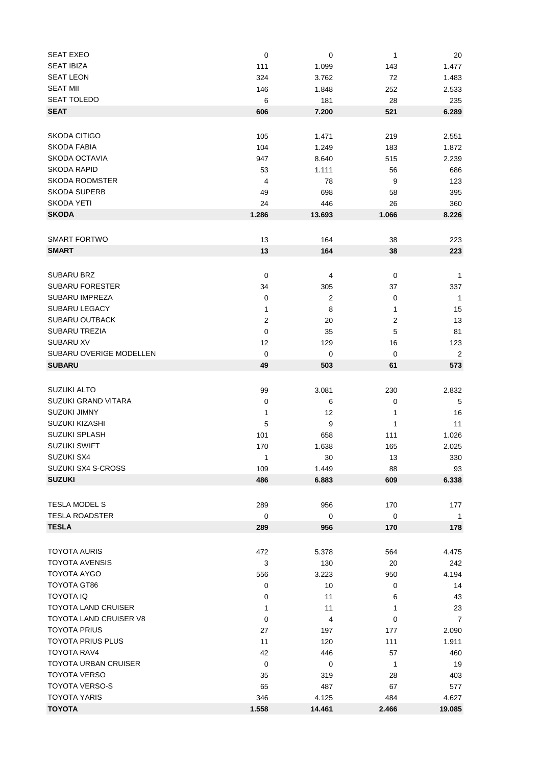| | | | | |
|---|---|---|---|---|
| SEAT EXEO | 0 | 0 | 1 | 20 |
| SEAT IBIZA | 111 | 1.099 | 143 | 1.477 |
| SEAT LEON | 324 | 3.762 | 72 | 1.483 |
| SEAT MII | 146 | 1.848 | 252 | 2.533 |
| SEAT TOLEDO | 6 | 181 | 28 | 235 |
| **SEAT** | **606** | **7.200** | **521** | **6.289** |
| | | | | |
| SKODA CITIGO | 105 | 1.471 | 219 | 2.551 |
| SKODA FABIA | 104 | 1.249 | 183 | 1.872 |
| SKODA OCTAVIA | 947 | 8.640 | 515 | 2.239 |
| SKODA RAPID | 53 | 1.111 | 56 | 686 |
| SKODA ROOMSTER | 4 | 78 | 9 | 123 |
| SKODA SUPERB | 49 | 698 | 58 | 395 |
| SKODA YETI | 24 | 446 | 26 | 360 |
| **SKODA** | **1.286** | **13.693** | **1.066** | **8.226** |
| | | | | |
| SMART FORTWO | 13 | 164 | 38 | 223 |
| **SMART** | **13** | **164** | **38** | **223** |
| | | | | |
| SUBARU BRZ | 0 | 4 | 0 | 1 |
| SUBARU FORESTER | 34 | 305 | 37 | 337 |
| SUBARU IMPREZA | 0 | 2 | 0 | 1 |
| SUBARU LEGACY | 1 | 8 | 1 | 15 |
| SUBARU OUTBACK | 2 | 20 | 2 | 13 |
| SUBARU TREZIA | 0 | 35 | 5 | 81 |
| SUBARU XV | 12 | 129 | 16 | 123 |
| SUBARU OVERIGE MODELLEN | 0 | 0 | 0 | 2 |
| **SUBARU** | **49** | **503** | **61** | **573** |
| | | | | |
| SUZUKI ALTO | 99 | 3.081 | 230 | 2.832 |
| SUZUKI GRAND VITARA | 0 | 6 | 0 | 5 |
| SUZUKI JIMNY | 1 | 12 | 1 | 16 |
| SUZUKI KIZASHI | 5 | 9 | 1 | 11 |
| SUZUKI SPLASH | 101 | 658 | 111 | 1.026 |
| SUZUKI SWIFT | 170 | 1.638 | 165 | 2.025 |
| SUZUKI SX4 | 1 | 30 | 13 | 330 |
| SUZUKI SX4 S-CROSS | 109 | 1.449 | 88 | 93 |
| **SUZUKI** | **486** | **6.883** | **609** | **6.338** |
| | | | | |
| TESLA MODEL S | 289 | 956 | 170 | 177 |
| TESLA ROADSTER | 0 | 0 | 0 | 1 |
| **TESLA** | **289** | **956** | **170** | **178** |
| | | | | |
| TOYOTA AURIS | 472 | 5.378 | 564 | 4.475 |
| TOYOTA AVENSIS | 3 | 130 | 20 | 242 |
| TOYOTA AYGO | 556 | 3.223 | 950 | 4.194 |
| TOYOTA GT86 | 0 | 10 | 0 | 14 |
| TOYOTA IQ | 0 | 11 | 6 | 43 |
| TOYOTA LAND CRUISER | 1 | 11 | 1 | 23 |
| TOYOTA LAND CRUISER V8 | 0 | 4 | 0 | 7 |
| TOYOTA PRIUS | 27 | 197 | 177 | 2.090 |
| TOYOTA PRIUS PLUS | 11 | 120 | 111 | 1.911 |
| TOYOTA RAV4 | 42 | 446 | 57 | 460 |
| TOYOTA URBAN CRUISER | 0 | 0 | 1 | 19 |
| TOYOTA VERSO | 35 | 319 | 28 | 403 |
| TOYOTA VERSO-S | 65 | 487 | 67 | 577 |
| TOYOTA YARIS | 346 | 4.125 | 484 | 4.627 |
| **TOYOTA** | **1.558** | **14.461** | **2.466** | **19.085** |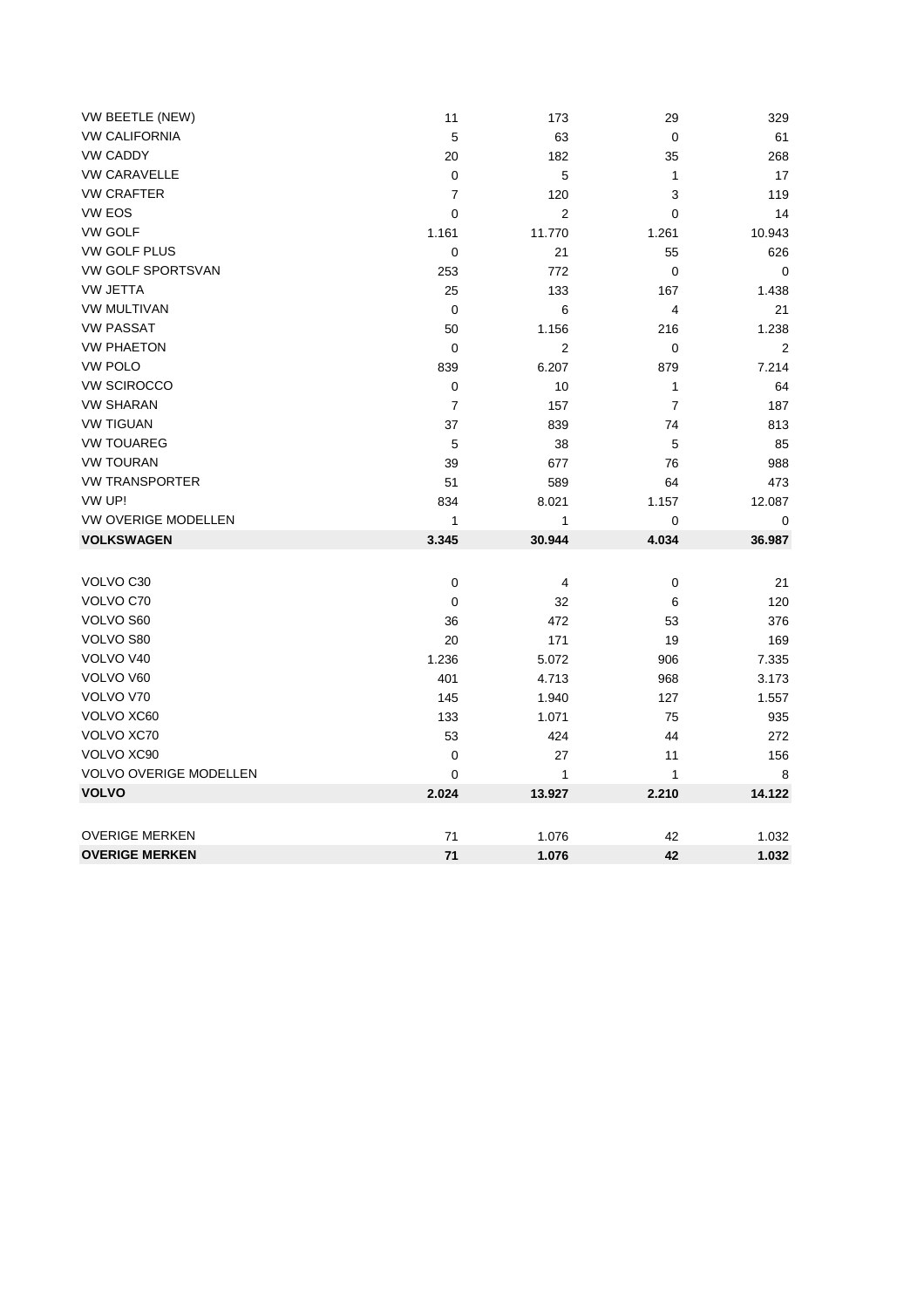| | | | | |
|---|---|---|---|---|
| VW BEETLE (NEW) | 11 | 173 | 29 | 329 |
| VW CALIFORNIA | 5 | 63 | 0 | 61 |
| VW CADDY | 20 | 182 | 35 | 268 |
| VW CARAVELLE | 0 | 5 | 1 | 17 |
| VW CRAFTER | 7 | 120 | 3 | 119 |
| VW EOS | 0 | 2 | 0 | 14 |
| VW GOLF | 1.161 | 11.770 | 1.261 | 10.943 |
| VW GOLF PLUS | 0 | 21 | 55 | 626 |
| VW GOLF SPORTSVAN | 253 | 772 | 0 | 0 |
| VW JETTA | 25 | 133 | 167 | 1.438 |
| VW MULTIVAN | 0 | 6 | 4 | 21 |
| VW PASSAT | 50 | 1.156 | 216 | 1.238 |
| VW PHAETON | 0 | 2 | 0 | 2 |
| VW POLO | 839 | 6.207 | 879 | 7.214 |
| VW SCIROCCO | 0 | 10 | 1 | 64 |
| VW SHARAN | 7 | 157 | 7 | 187 |
| VW TIGUAN | 37 | 839 | 74 | 813 |
| VW TOUAREG | 5 | 38 | 5 | 85 |
| VW TOURAN | 39 | 677 | 76 | 988 |
| VW TRANSPORTER | 51 | 589 | 64 | 473 |
| VW UP! | 834 | 8.021 | 1.157 | 12.087 |
| VW OVERIGE MODELLEN | 1 | 1 | 0 | 0 |
| **VOLKSWAGEN** | **3.345** | **30.944** | **4.034** | **36.987** |
| | | | | |
| VOLVO C30 | 0 | 4 | 0 | 21 |
| VOLVO C70 | 0 | 32 | 6 | 120 |
| VOLVO S60 | 36 | 472 | 53 | 376 |
| VOLVO S80 | 20 | 171 | 19 | 169 |
| VOLVO V40 | 1.236 | 5.072 | 906 | 7.335 |
| VOLVO V60 | 401 | 4.713 | 968 | 3.173 |
| VOLVO V70 | 145 | 1.940 | 127 | 1.557 |
| VOLVO XC60 | 133 | 1.071 | 75 | 935 |
| VOLVO XC70 | 53 | 424 | 44 | 272 |
| VOLVO XC90 | 0 | 27 | 11 | 156 |
| VOLVO OVERIGE MODELLEN | 0 | 1 | 1 | 8 |
| **VOLVO** | **2.024** | **13.927** | **2.210** | **14.122** |
| | | | | |
| OVERIGE MERKEN | 71 | 1.076 | 42 | 1.032 |
| **OVERIGE MERKEN** | **71** | **1.076** | **42** | **1.032** |